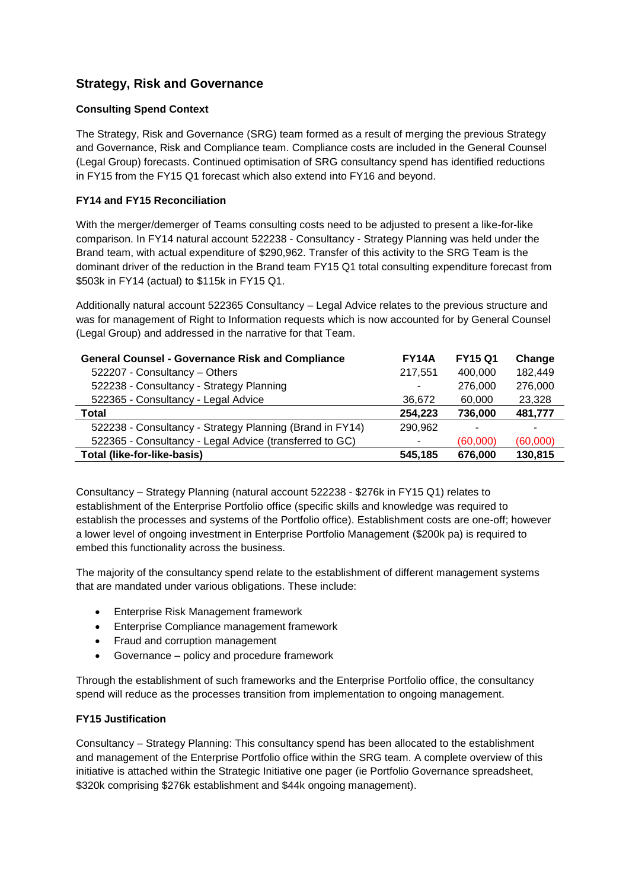## Strategy, Risk and Governance

### Consulting Spend Context

The Strategy, Risk and Governance (SRG) team formed as a result of merging the previous Strategy and Governance, Risk and Compliance team. Compliance costs are included in the General Counsel (Legal Group) forecasts. Continued optimisation of SRG consultancy spend has identified reductions in FY15 from the FY15 Q1 forecast which also extend into FY16 and beyond.

### FY14 and FY15 Reconciliation

With the merger/demerger of Teams consulting costs need to be adjusted to present a like-for-like comparison. In FY14 natural account 522238 - Consultancy - Strategy Planning was held under the Brand team, with actual expenditure of $290,962. Transfer of this activity to the SRG Team is the dominant driver of the reduction in the Brand team FY15 Q1 total consulting expenditure forecast from $503k in FY14 (actual) to $115k in FY15 Q1.

Additionally natural account 522365 Consultancy – Legal Advice relates to the previous structure and was for management of Right to Information requests which is now accounted for by General Counsel (Legal Group) and addressed in the narrative for that Team.

| General Counsel - Governance Risk and Compliance | FY14A | FY15 Q1 | Change |
|---|---|---|---|
| 522207 - Consultancy – Others | 217,551 | 400,000 | 182,449 |
| 522238 - Consultancy - Strategy Planning | - | 276,000 | 276,000 |
| 522365 - Consultancy - Legal Advice | 36,672 | 60,000 | 23,328 |
| **Total** | **254,223** | **736,000** | **481,777** |
| 522238 - Consultancy - Strategy Planning (Brand in FY14) | 290,962 | - | - |
| 522365 - Consultancy - Legal Advice (transferred to GC) | - | (60,000) | (60,000) |
| **Total (like-for-like-basis)** | **545,185** | **676,000** | **130,815** |

Consultancy – Strategy Planning (natural account 522238 - $276k in FY15 Q1) relates to establishment of the Enterprise Portfolio office (specific skills and knowledge was required to establish the processes and systems of the Portfolio office). Establishment costs are one-off; however a lower level of ongoing investment in Enterprise Portfolio Management ($200k pa) is required to embed this functionality across the business.

The majority of the consultancy spend relate to the establishment of different management systems that are mandated under various obligations. These include:

- Enterprise Risk Management framework
- Enterprise Compliance management framework
- Fraud and corruption management
- Governance – policy and procedure framework

Through the establishment of such frameworks and the Enterprise Portfolio office, the consultancy spend will reduce as the processes transition from implementation to ongoing management.

### FY15 Justification

Consultancy – Strategy Planning: This consultancy spend has been allocated to the establishment and management of the Enterprise Portfolio office within the SRG team. A complete overview of this initiative is attached within the Strategic Initiative one pager (ie Portfolio Governance spreadsheet, $320k comprising $276k establishment and $44k ongoing management).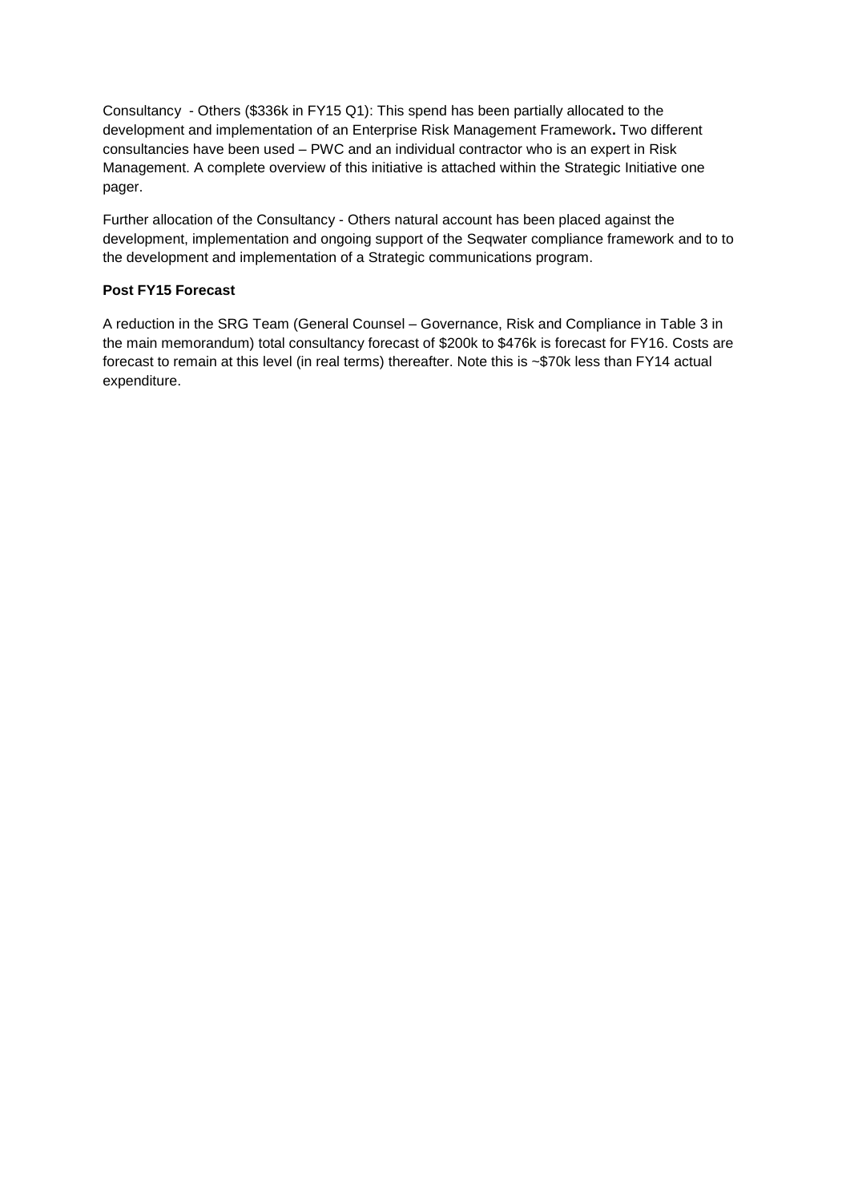Consultancy - Others ($336k in FY15 Q1): This spend has been partially allocated to the development and implementation of an Enterprise Risk Management Framework**.** Two different consultancies have been used – PWC and an individual contractor who is an expert in Risk Management. A complete overview of this initiative is attached within the Strategic Initiative one pager.

Further allocation of the Consultancy - Others natural account has been placed against the development, implementation and ongoing support of the Seqwater compliance framework and to to the development and implementation of a Strategic communications program.

**Post FY15 Forecast**

A reduction in the SRG Team (General Counsel – Governance, Risk and Compliance in Table 3 in the main memorandum) total consultancy forecast of $200k to $476k is forecast for FY16. Costs are forecast to remain at this level (in real terms) thereafter. Note this is ~$70k less than FY14 actual expenditure.